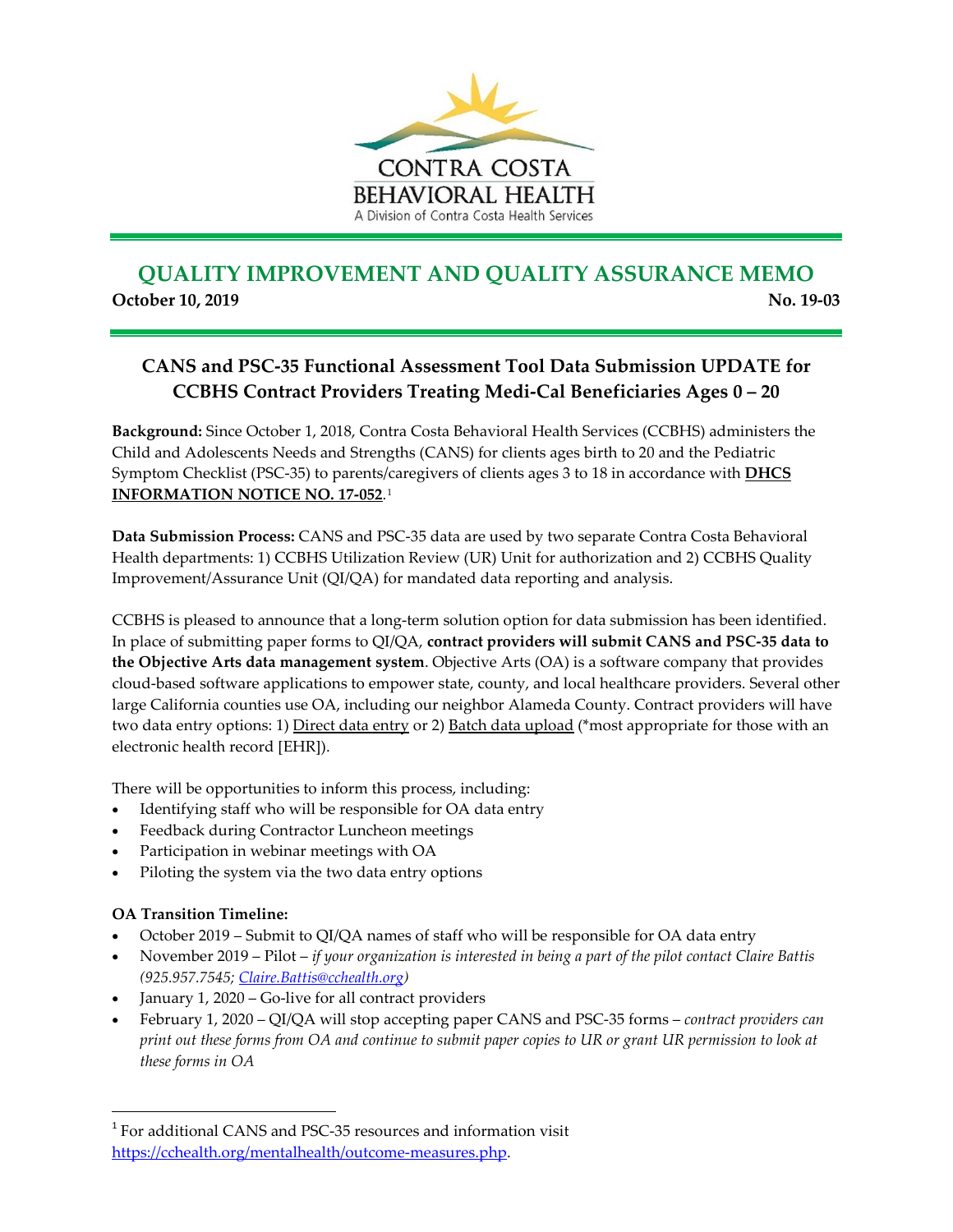CONTRA COSTA
BEHAVIORAL HEALTH
A Division of Contra Costa Health Services

# QUALITY IMPROVEMENT AND QUALITY ASSURANCE MEMO

**October 10, 2019** **No. 19-03**

## CANS and PSC-35 Functional Assessment Tool Data Submission UPDATE for CCBHS Contract Providers Treating Medi-Cal Beneficiaries Ages 0 – 20

**Background:** Since October 1, 2018, Contra Costa Behavioral Health Services (CCBHS) administers the Child and Adolescents Needs and Strengths (CANS) for clients ages birth to 20 and the Pediatric Symptom Checklist (PSC-35) to parents/caregivers of clients ages 3 to 18 in accordance with **DHCS INFORMATION NOTICE NO. 17-052**.[1]

**Data Submission Process:** CANS and PSC-35 data are used by two separate Contra Costa Behavioral Health departments: 1) CCBHS Utilization Review (UR) Unit for authorization and 2) CCBHS Quality Improvement/Assurance Unit (QI/QA) for mandated data reporting and analysis.

CCBHS is pleased to announce that a long-term solution option for data submission has been identified. In place of submitting paper forms to QI/QA, **contract providers will submit CANS and PSC-35 data to the Objective Arts data management system**. Objective Arts (OA) is a software company that provides cloud-based software applications to empower state, county, and local healthcare providers. Several other large California counties use OA, including our neighbor Alameda County. Contract providers will have two data entry options: 1) Direct data entry or 2) Batch data upload (*most appropriate for those with an electronic health record [EHR]).

There will be opportunities to inform this process, including:

- Identifying staff who will be responsible for OA data entry
- Feedback during Contractor Luncheon meetings
- Participation in webinar meetings with OA
- Piloting the system via the two data entry options

**OA Transition Timeline:**

- October 2019 – Submit to QI/QA names of staff who will be responsible for OA data entry
- November 2019 – Pilot – *if your organization is interested in being a part of the pilot contact Claire Battis (925.957.7545; Claire.Battis@cchealth.org)*
- January 1, 2020 – Go-live for all contract providers
- February 1, 2020 – QI/QA will stop accepting paper CANS and PSC-35 forms – *contract providers can print out these forms from OA and continue to submit paper copies to UR or grant UR permission to look at these forms in OA*

---

[1] For additional CANS and PSC-35 resources and information visit https://cchealth.org/mentalhealth/outcome-measures.php.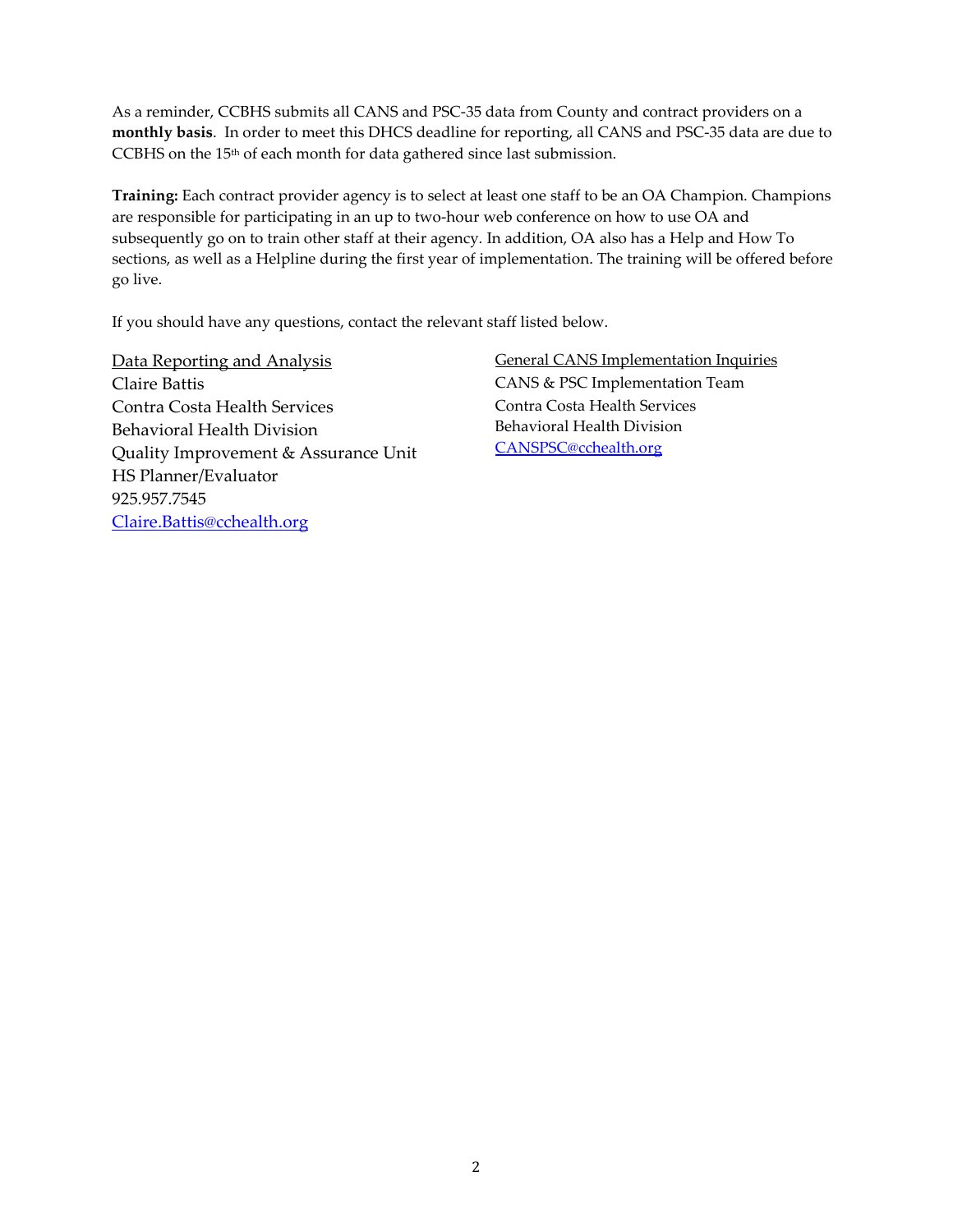As a reminder, CCBHS submits all CANS and PSC-35 data from County and contract providers on a **monthly basis**. In order to meet this DHCS deadline for reporting, all CANS and PSC-35 data are due to CCBHS on the 15th of each month for data gathered since last submission.

**Training:** Each contract provider agency is to select at least one staff to be an OA Champion. Champions are responsible for participating in an up to two-hour web conference on how to use OA and subsequently go on to train other staff at their agency. In addition, OA also has a Help and How To sections, as well as a Helpline during the first year of implementation. The training will be offered before go live.

If you should have any questions, contact the relevant staff listed below.

Data Reporting and Analysis
Claire Battis
Contra Costa Health Services
Behavioral Health Division
Quality Improvement & Assurance Unit
HS Planner/Evaluator
925.957.7545
Claire.Battis@cchealth.org

General CANS Implementation Inquiries
CANS & PSC Implementation Team
Contra Costa Health Services
Behavioral Health Division
CANSPSC@cchealth.org